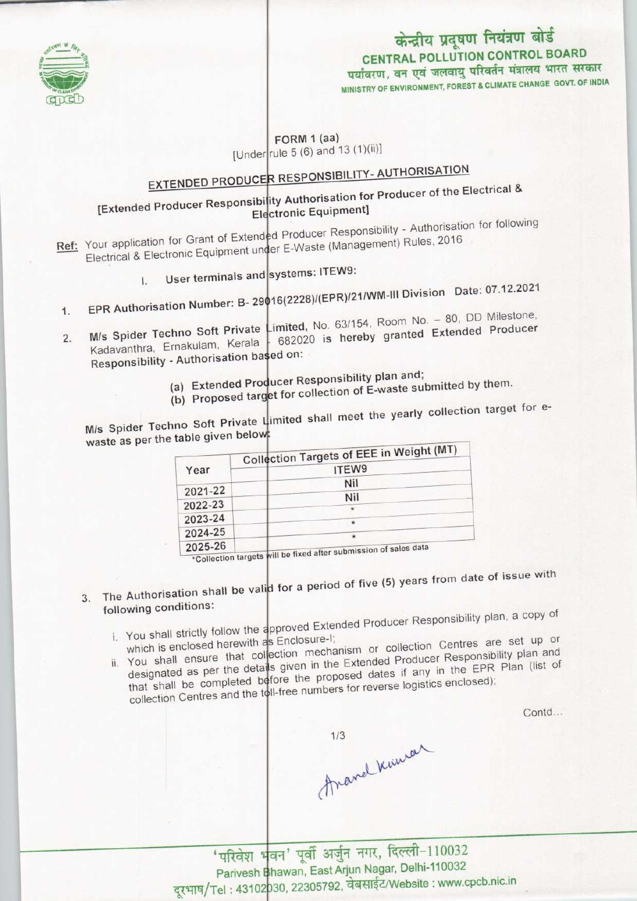केन्द्रीय प्रदूषण नियंत्रण बोर्ड
**CENTRAL POLLUTION CONTROL BOARD**
पर्यावरण, वन एवं जलवायु परिवर्तन मंत्रालय भारत सरकार
MINISTRY OF ENVIRONMENT, FOREST & CLIMATE CHANGE GOVT. OF INDIA

FORM 1 (aa)
[Under rule 5 (6) and 13 (1)(ii)]

## EXTENDED PRODUCER RESPONSIBILITY- AUTHORISATION

[Extended Producer Responsibility Authorisation for Producer of the Electrical & Electronic Equipment]

**Ref:** Your application for Grant of Extended Producer Responsibility - Authorisation for following Electrical & Electronic Equipment under E-Waste (Management) Rules, 2016

I. User terminals and systems: ITEW9:

1. **EPR Authorisation Number: B- 29016(2228)/(EPR)/21/WM-III Division Date: 07.12.2021**

2. **M/s Spider Techno Soft Private Limited**, No. 63/154, Room No. – 80, DD Milestone, Kadavanthra, Ernakulam, Kerala - 682020 is hereby granted Extended Producer Responsibility - Authorisation based on:

   (a) Extended Producer Responsibility plan and;
   (b) Proposed target for collection of E-waste submitted by them.

M/s Spider Techno Soft Private Limited shall meet the yearly collection target for e-waste as per the table given below:

| Year | Collection Targets of EEE in Weight (MT) |
|---|---|
| | ITEW9 |
| 2021-22 | Nil |
| 2022-23 | Nil |
| 2023-24 | * |
| 2024-25 | * |
| 2025-26 | * |

*Collection targets will be fixed after submission of sales data

3. The Authorisation shall be valid for a period of five (5) years from date of issue with following conditions:

   i. You shall strictly follow the approved Extended Producer Responsibility plan, a copy of which is enclosed herewith as Enclosure-I;
   ii. You shall ensure that collection mechanism or collection Centres are set up or designated as per the details given in the Extended Producer Responsibility plan and that shall be completed before the proposed dates if any in the EPR Plan (list of collection Centres and the toll-free numbers for reverse logistics enclosed);

Contd...

Anand Kumar

'परिवेश भवन' पूर्वी अर्जुन नगर, दिल्ली-110032
Parivesh Bhawan, East Arjun Nagar, Delhi-110032
दूरभाष/Tel : 43102030, 22305792, वेबसाईट/Website : www.cpcb.nic.in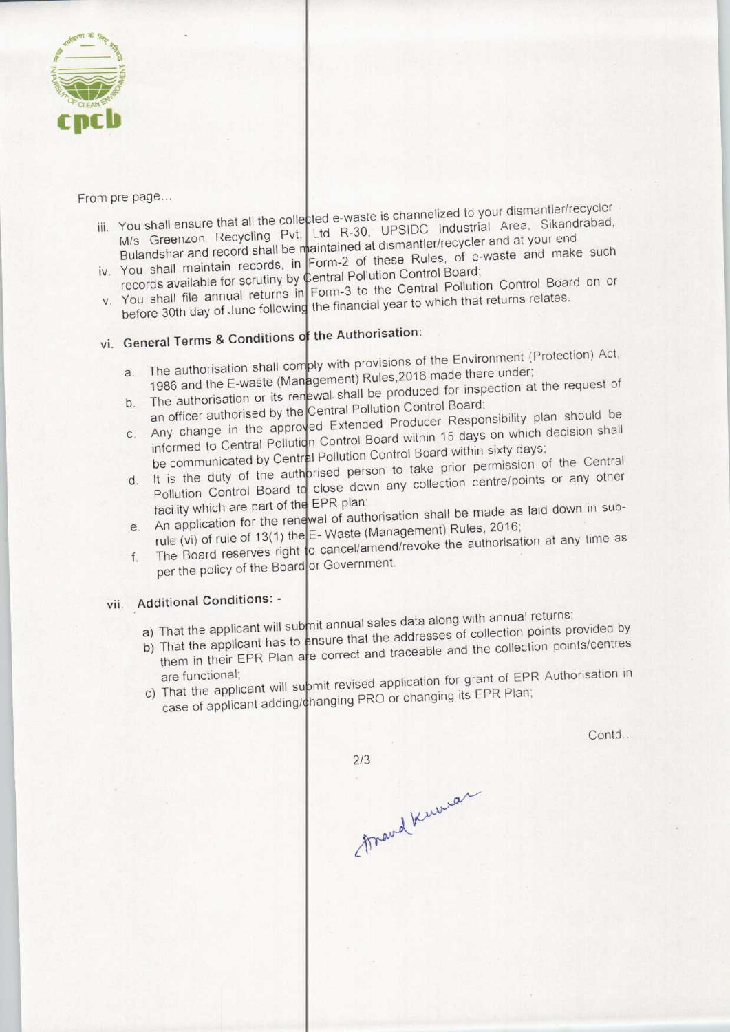From pre page...

iii. You shall ensure that all the collected e-waste is channelized to your dismantler/recycler M/s Greenzon Recycling Pvt. Ltd R-30, UPSIDC Industrial Area, Sikandrabad, Bulandshar and record shall be maintained at dismantler/recycler and at your end.

iv. You shall maintain records, in Form-2 of these Rules, of e-waste and make such records available for scrutiny by Central Pollution Control Board;

v. You shall file annual returns in Form-3 to the Central Pollution Control Board on or before 30th day of June following the financial year to which that returns relates.

## vi. General Terms & Conditions of the Authorisation:

a. The authorisation shall comply with provisions of the Environment (Protection) Act, 1986 and the E-waste (Management) Rules,2016 made there under;

b. The authorisation or its renewal shall be produced for inspection at the request of an officer authorised by the Central Pollution Control Board;

c. Any change in the approved Extended Producer Responsibility plan should be informed to Central Pollution Control Board within 15 days on which decision shall be communicated by Central Pollution Control Board within sixty days;

d. It is the duty of the authorised person to take prior permission of the Central Pollution Control Board to close down any collection centre/points or any other facility which are part of the EPR plan;

e. An application for the renewal of authorisation shall be made as laid down in sub-rule (vi) of rule of 13(1) the E- Waste (Management) Rules, 2016;

f. The Board reserves right to cancel/amend/revoke the authorisation at any time as per the policy of the Board or Government.

## vii. Additional Conditions: -

a) That the applicant will submit annual sales data along with annual returns;

b) That the applicant has to ensure that the addresses of collection points provided by them in their EPR Plan are correct and traceable and the collection points/centres are functional;

c) That the applicant will submit revised application for grant of EPR Authorisation in case of applicant adding/changing PRO or changing its EPR Plan;

Contd...

Anand Kumar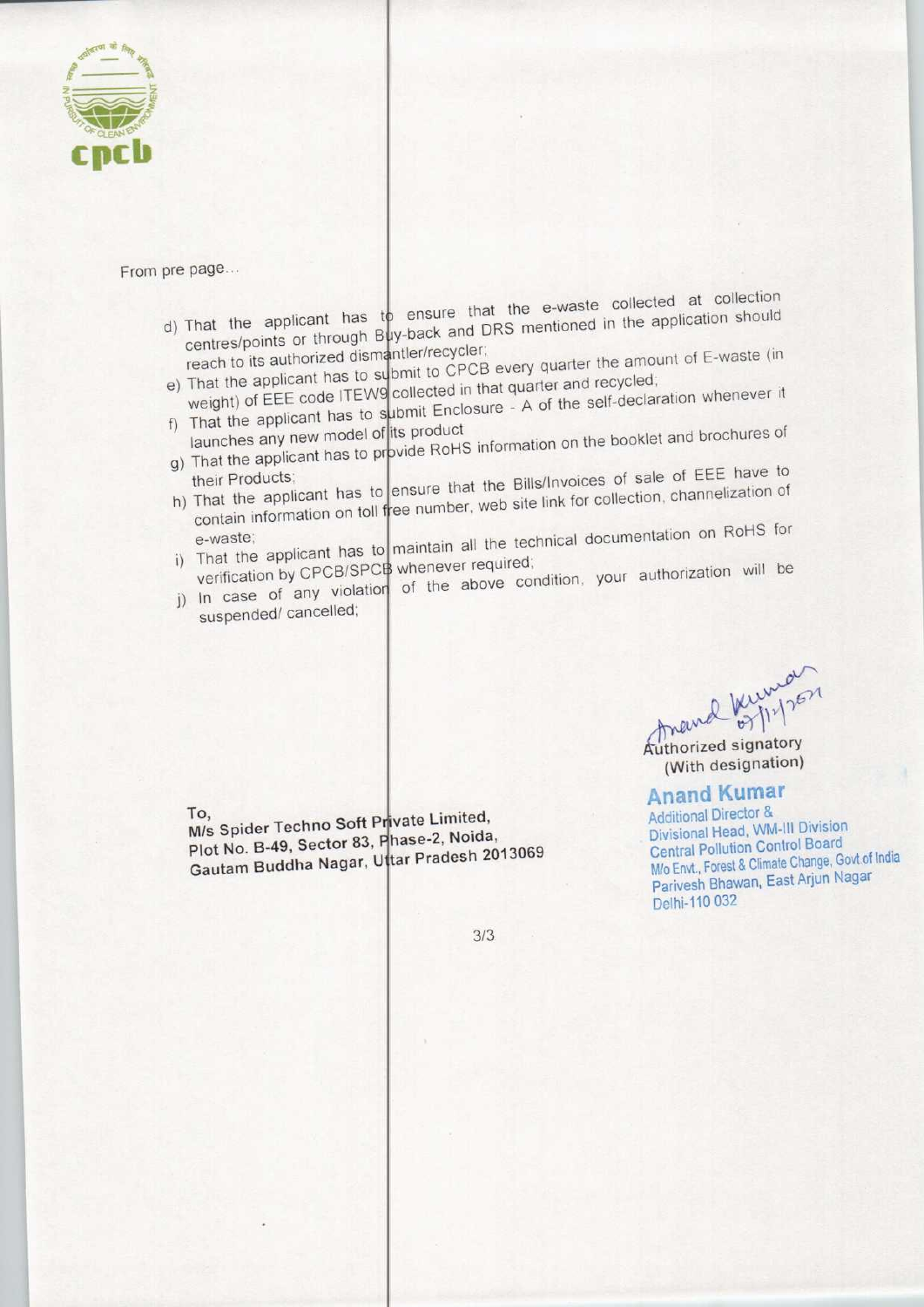From pre page...

d) That the applicant has to ensure that the e-waste collected at collection centres/points or through Buy-back and DRS mentioned in the application should reach to its authorized dismantler/recycler;
e) That the applicant has to submit to CPCB every quarter the amount of E-waste (in weight) of EEE code ITEW9 collected in that quarter and recycled;
f) That the applicant has to submit Enclosure - A of the self-declaration whenever it launches any new model of its product
g) That the applicant has to provide RoHS information on the booklet and brochures of their Products;
h) That the applicant has to ensure that the Bills/Invoices of sale of EEE have to contain information on toll free number, web site link for collection, channelization of e-waste;
i) That the applicant has to maintain all the technical documentation on RoHS for verification by CPCB/SPCB whenever required;
j) In case of any violation of the above condition, your authorization will be suspended/ cancelled;

Authorized signatory
(With designation)

**Anand Kumar**
Additional Director &
Divisional Head, WM-III Division
Central Pollution Control Board
M/o Envt., Forest & Climate Change, Govt.of India
Parivesh Bhawan, East Arjun Nagar
Delhi-110 032

To,
M/s Spider Techno Soft Private Limited,
Plot No. B-49, Sector 83, Phase-2, Noida,
Gautam Buddha Nagar, Uttar Pradesh 2013069